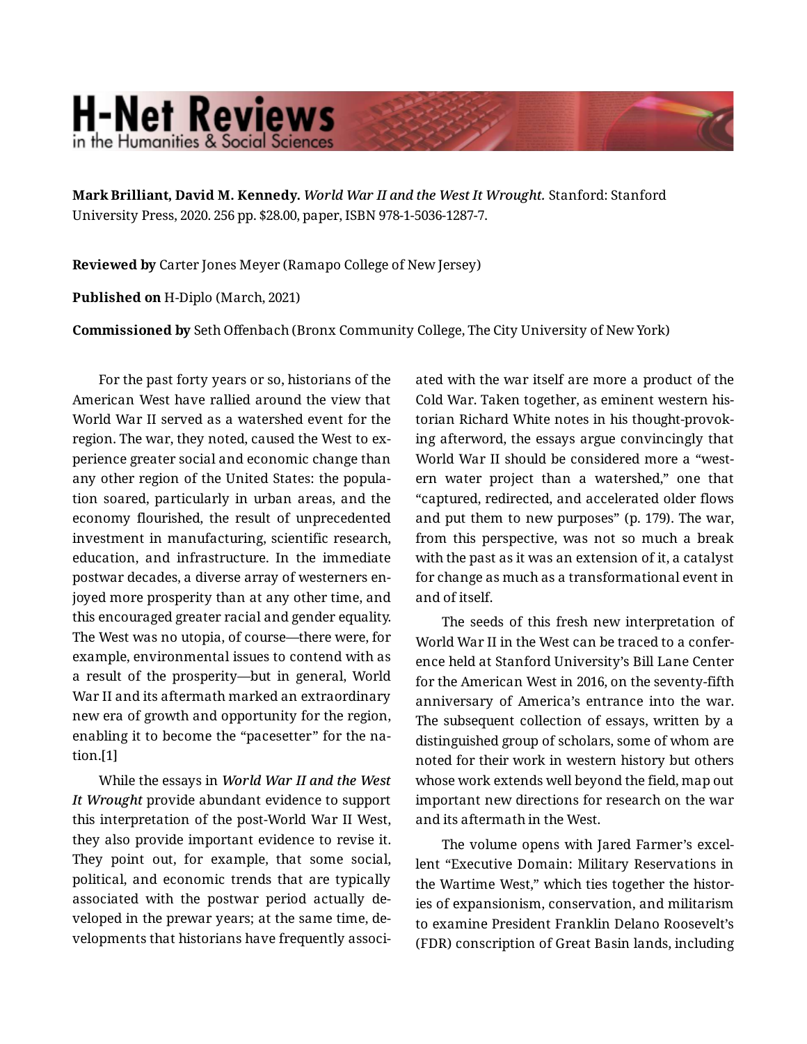**Mark Brilliant, David M. Kennedy.** *World War II and the West It Wrought.* Stanford: Stanford University Press, 2020. 256 pp. $28.00, paper, ISBN 978-1-5036-1287-7.

**Reviewed by** Carter Jones Meyer (Ramapo College of New Jersey)

**Published on** H-Diplo (March, 2021)

**Commissioned by** Seth Offenbach (Bronx Community College, The City University of New York)

For the past forty years or so, historians of the American West have rallied around the view that World War II served as a watershed event for the region. The war, they noted, caused the West to experience greater social and economic change than any other region of the United States: the population soared, particularly in urban areas, and the economy flourished, the result of unprecedented investment in manufacturing, scientific research, education, and infrastructure. In the immediate postwar decades, a diverse array of westerners enjoyed more prosperity than at any other time, and this encouraged greater racial and gender equality. The West was no utopia, of course—there were, for example, environmental issues to contend with as a result of the prosperity—but in general, World War II and its aftermath marked an extraordinary new era of growth and opportunity for the region, enabling it to become the "pacesetter" for the nation.[1]

While the essays in *World War II and the West It Wrought* provide abundant evidence to support this interpretation of the post-World War II West, they also provide important evidence to revise it. They point out, for example, that some social, political, and economic trends that are typically associated with the postwar period actually developed in the prewar years; at the same time, developments that historians have frequently associated with the war itself are more a product of the Cold War. Taken together, as eminent western historian Richard White notes in his thought-provoking afterword, the essays argue convincingly that World War II should be considered more a "western water project than a watershed," one that "captured, redirected, and accelerated older flows and put them to new purposes" (p. 179). The war, from this perspective, was not so much a break with the past as it was an extension of it, a catalyst for change as much as a transformational event in and of itself.

The seeds of this fresh new interpretation of World War II in the West can be traced to a conference held at Stanford University's Bill Lane Center for the American West in 2016, on the seventy-fifth anniversary of America's entrance into the war. The subsequent collection of essays, written by a distinguished group of scholars, some of whom are noted for their work in western history but others whose work extends well beyond the field, map out important new directions for research on the war and its aftermath in the West.

The volume opens with Jared Farmer's excellent "Executive Domain: Military Reservations in the Wartime West," which ties together the histories of expansionism, conservation, and militarism to examine President Franklin Delano Roosevelt's (FDR) conscription of Great Basin lands, including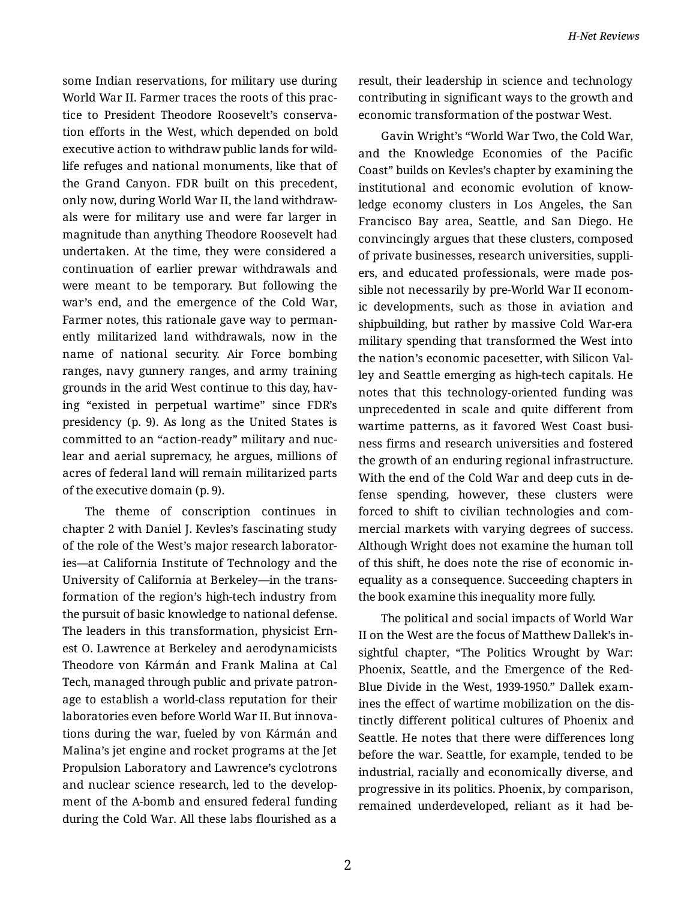some Indian reservations, for military use during World War II. Farmer traces the roots of this practice to President Theodore Roosevelt's conservation efforts in the West, which depended on bold executive action to withdraw public lands for wildlife refuges and national monuments, like that of the Grand Canyon. FDR built on this precedent, only now, during World War II, the land withdrawals were for military use and were far larger in magnitude than anything Theodore Roosevelt had undertaken. At the time, they were considered a continuation of earlier prewar withdrawals and were meant to be temporary. But following the war's end, and the emergence of the Cold War, Farmer notes, this rationale gave way to permanently militarized land withdrawals, now in the name of national security. Air Force bombing ranges, navy gunnery ranges, and army training grounds in the arid West continue to this day, having "existed in perpetual wartime" since FDR's presidency (p. 9). As long as the United States is committed to an "action-ready" military and nuclear and aerial supremacy, he argues, millions of acres of federal land will remain militarized parts of the executive domain (p. 9).

The theme of conscription continues in chapter 2 with Daniel J. Kevles's fascinating study of the role of the West's major research laboratories—at California Institute of Technology and the University of California at Berkeley—in the transformation of the region's high-tech industry from the pursuit of basic knowledge to national defense. The leaders in this transformation, physicist Ernest O. Lawrence at Berkeley and aerodynamicists Theodore von Kármán and Frank Malina at Cal Tech, managed through public and private patronage to establish a world-class reputation for their laboratories even before World War II. But innovations during the war, fueled by von Kármán and Malina's jet engine and rocket programs at the Jet Propulsion Laboratory and Lawrence's cyclotrons and nuclear science research, led to the development of the A-bomb and ensured federal funding during the Cold War. All these labs flourished as a result, their leadership in science and technology contributing in significant ways to the growth and economic transformation of the postwar West.

Gavin Wright's "World War Two, the Cold War, and the Knowledge Economies of the Pacific Coast" builds on Kevles's chapter by examining the institutional and economic evolution of knowledge economy clusters in Los Angeles, the San Francisco Bay area, Seattle, and San Diego. He convincingly argues that these clusters, composed of private businesses, research universities, suppliers, and educated professionals, were made possible not necessarily by pre-World War II economic developments, such as those in aviation and shipbuilding, but rather by massive Cold War-era military spending that transformed the West into the nation's economic pacesetter, with Silicon Valley and Seattle emerging as high-tech capitals. He notes that this technology-oriented funding was unprecedented in scale and quite different from wartime patterns, as it favored West Coast business firms and research universities and fostered the growth of an enduring regional infrastructure. With the end of the Cold War and deep cuts in defense spending, however, these clusters were forced to shift to civilian technologies and commercial markets with varying degrees of success. Although Wright does not examine the human toll of this shift, he does note the rise of economic inequality as a consequence. Succeeding chapters in the book examine this inequality more fully.

The political and social impacts of World War II on the West are the focus of Matthew Dallek's insightful chapter, "The Politics Wrought by War: Phoenix, Seattle, and the Emergence of the Red-Blue Divide in the West, 1939-1950." Dallek examines the effect of wartime mobilization on the distinctly different political cultures of Phoenix and Seattle. He notes that there were differences long before the war. Seattle, for example, tended to be industrial, racially and economically diverse, and progressive in its politics. Phoenix, by comparison, remained underdeveloped, reliant as it had be-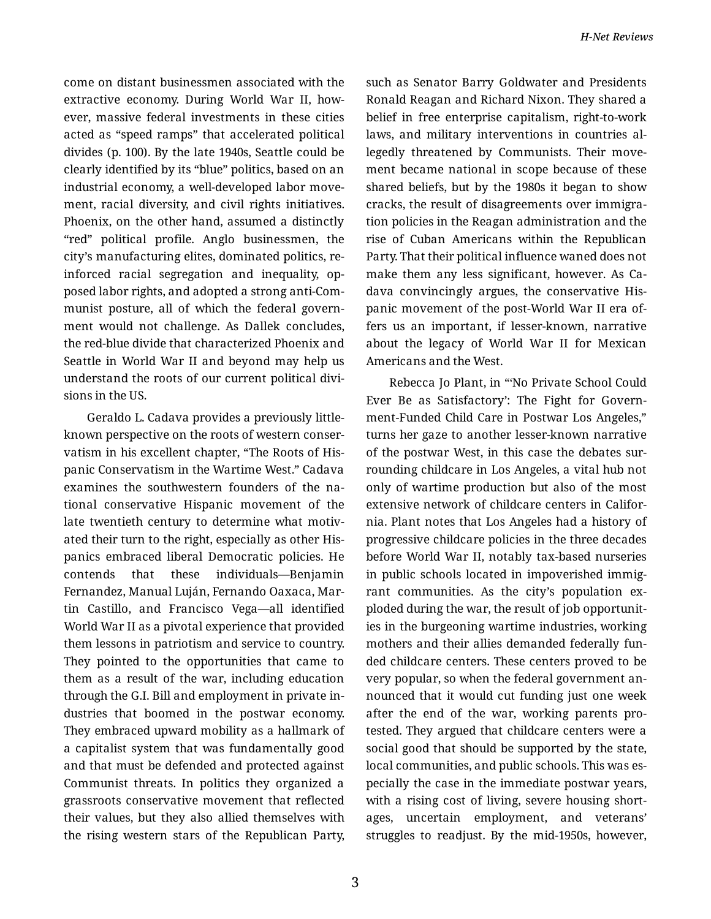come on distant businessmen associated with the extractive economy. During World War II, however, massive federal investments in these cities acted as "speed ramps" that accelerated political divides (p. 100). By the late 1940s, Seattle could be clearly identified by its "blue" politics, based on an industrial economy, a well-developed labor movement, racial diversity, and civil rights initiatives. Phoenix, on the other hand, assumed a distinctly "red" political profile. Anglo businessmen, the city's manufacturing elites, dominated politics, reinforced racial segregation and inequality, opposed labor rights, and adopted a strong anti-Communist posture, all of which the federal government would not challenge. As Dallek concludes, the red-blue divide that characterized Phoenix and Seattle in World War II and beyond may help us understand the roots of our current political divisions in the US.

Geraldo L. Cadava provides a previously little-known perspective on the roots of western conservatism in his excellent chapter, "The Roots of Hispanic Conservatism in the Wartime West." Cadava examines the southwestern founders of the national conservative Hispanic movement of the late twentieth century to determine what motivated their turn to the right, especially as other Hispanics embraced liberal Democratic policies. He contends that these individuals—Benjamin Fernandez, Manual Luján, Fernando Oaxaca, Martin Castillo, and Francisco Vega—all identified World War II as a pivotal experience that provided them lessons in patriotism and service to country. They pointed to the opportunities that came to them as a result of the war, including education through the G.I. Bill and employment in private industries that boomed in the postwar economy. They embraced upward mobility as a hallmark of a capitalist system that was fundamentally good and that must be defended and protected against Communist threats. In politics they organized a grassroots conservative movement that reflected their values, but they also allied themselves with the rising western stars of the Republican Party, such as Senator Barry Goldwater and Presidents Ronald Reagan and Richard Nixon. They shared a belief in free enterprise capitalism, right-to-work laws, and military interventions in countries allegedly threatened by Communists. Their movement became national in scope because of these shared beliefs, but by the 1980s it began to show cracks, the result of disagreements over immigration policies in the Reagan administration and the rise of Cuban Americans within the Republican Party. That their political influence waned does not make them any less significant, however. As Cadava convincingly argues, the conservative Hispanic movement of the post-World War II era offers us an important, if lesser-known, narrative about the legacy of World War II for Mexican Americans and the West.

Rebecca Jo Plant, in "'No Private School Could Ever Be as Satisfactory': The Fight for Government-Funded Child Care in Postwar Los Angeles," turns her gaze to another lesser-known narrative of the postwar West, in this case the debates surrounding childcare in Los Angeles, a vital hub not only of wartime production but also of the most extensive network of childcare centers in California. Plant notes that Los Angeles had a history of progressive childcare policies in the three decades before World War II, notably tax-based nurseries in public schools located in impoverished immigrant communities. As the city's population exploded during the war, the result of job opportunities in the burgeoning wartime industries, working mothers and their allies demanded federally funded childcare centers. These centers proved to be very popular, so when the federal government announced that it would cut funding just one week after the end of the war, working parents protested. They argued that childcare centers were a social good that should be supported by the state, local communities, and public schools. This was especially the case in the immediate postwar years, with a rising cost of living, severe housing shortages, uncertain employment, and veterans' struggles to readjust. By the mid-1950s, however,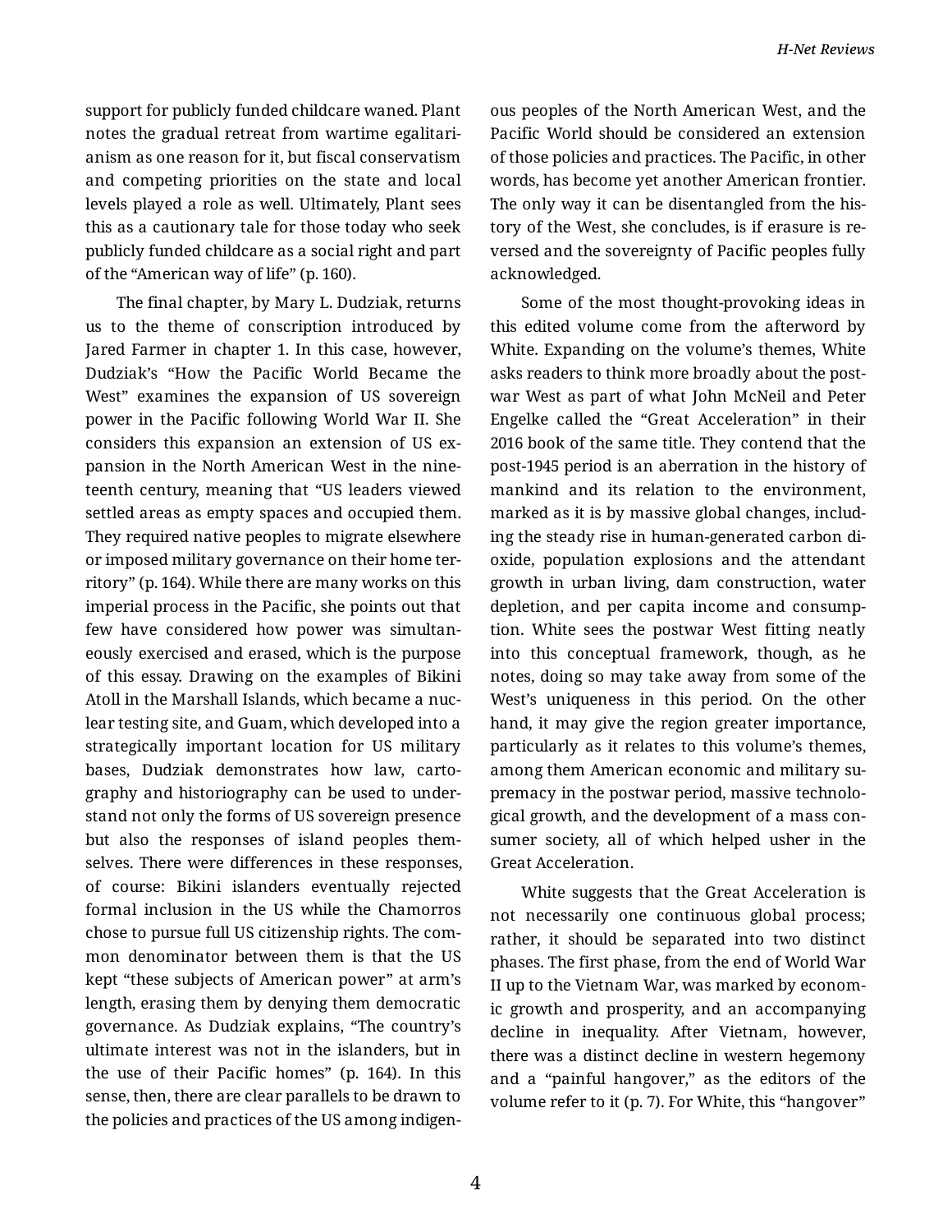support for publicly funded childcare waned. Plant notes the gradual retreat from wartime egalitarianism as one reason for it, but fiscal conservatism and competing priorities on the state and local levels played a role as well. Ultimately, Plant sees this as a cautionary tale for those today who seek publicly funded childcare as a social right and part of the "American way of life" (p. 160).

The final chapter, by Mary L. Dudziak, returns us to the theme of conscription introduced by Jared Farmer in chapter 1. In this case, however, Dudziak's "How the Pacific World Became the West" examines the expansion of US sovereign power in the Pacific following World War II. She considers this expansion an extension of US expansion in the North American West in the nineteenth century, meaning that "US leaders viewed settled areas as empty spaces and occupied them. They required native peoples to migrate elsewhere or imposed military governance on their home territory" (p. 164). While there are many works on this imperial process in the Pacific, she points out that few have considered how power was simultaneously exercised and erased, which is the purpose of this essay. Drawing on the examples of Bikini Atoll in the Marshall Islands, which became a nuclear testing site, and Guam, which developed into a strategically important location for US military bases, Dudziak demonstrates how law, cartography and historiography can be used to understand not only the forms of US sovereign presence but also the responses of island peoples themselves. There were differences in these responses, of course: Bikini islanders eventually rejected formal inclusion in the US while the Chamorros chose to pursue full US citizenship rights. The common denominator between them is that the US kept "these subjects of American power" at arm's length, erasing them by denying them democratic governance. As Dudziak explains, "The country's ultimate interest was not in the islanders, but in the use of their Pacific homes" (p. 164). In this sense, then, there are clear parallels to be drawn to the policies and practices of the US among indigenous peoples of the North American West, and the Pacific World should be considered an extension of those policies and practices. The Pacific, in other words, has become yet another American frontier. The only way it can be disentangled from the history of the West, she concludes, is if erasure is reversed and the sovereignty of Pacific peoples fully acknowledged.

Some of the most thought-provoking ideas in this edited volume come from the afterword by White. Expanding on the volume's themes, White asks readers to think more broadly about the postwar West as part of what John McNeil and Peter Engelke called the "Great Acceleration" in their 2016 book of the same title. They contend that the post-1945 period is an aberration in the history of mankind and its relation to the environment, marked as it is by massive global changes, including the steady rise in human-generated carbon dioxide, population explosions and the attendant growth in urban living, dam construction, water depletion, and per capita income and consumption. White sees the postwar West fitting neatly into this conceptual framework, though, as he notes, doing so may take away from some of the West's uniqueness in this period. On the other hand, it may give the region greater importance, particularly as it relates to this volume's themes, among them American economic and military supremacy in the postwar period, massive technological growth, and the development of a mass consumer society, all of which helped usher in the Great Acceleration.

White suggests that the Great Acceleration is not necessarily one continuous global process; rather, it should be separated into two distinct phases. The first phase, from the end of World War II up to the Vietnam War, was marked by economic growth and prosperity, and an accompanying decline in inequality. After Vietnam, however, there was a distinct decline in western hegemony and a "painful hangover," as the editors of the volume refer to it (p. 7). For White, this "hangover"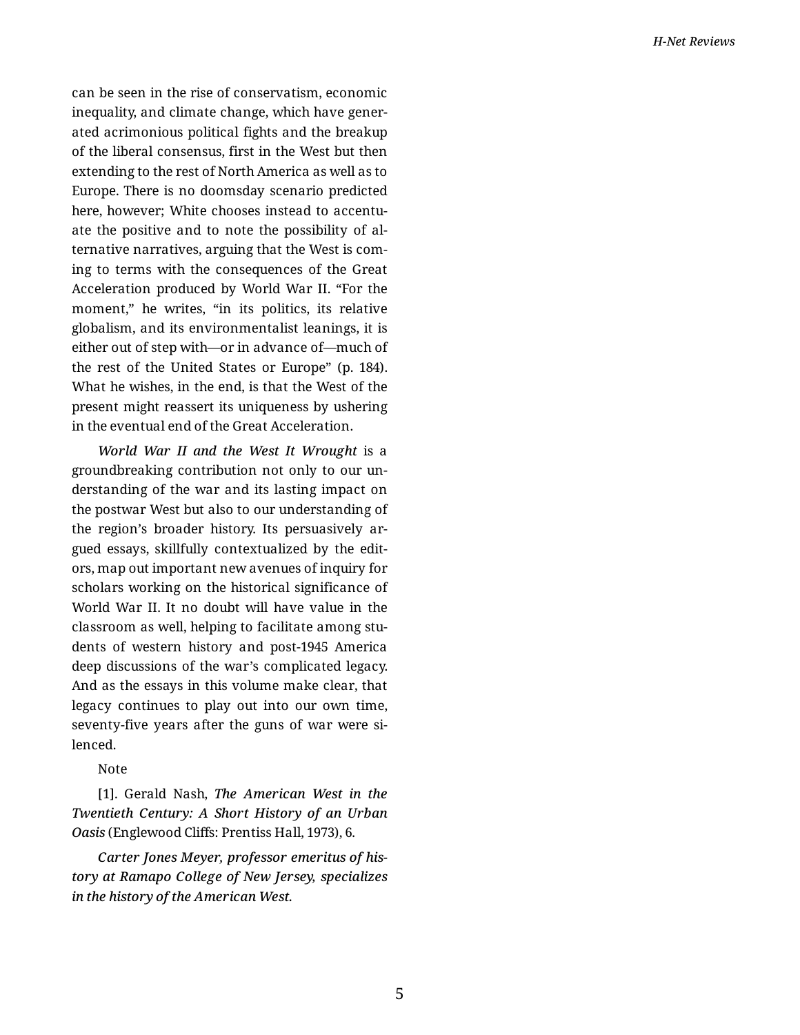can be seen in the rise of conservatism, economic inequality, and climate change, which have generated acrimonious political fights and the breakup of the liberal consensus, first in the West but then extending to the rest of North America as well as to Europe. There is no doomsday scenario predicted here, however; White chooses instead to accentuate the positive and to note the possibility of alternative narratives, arguing that the West is coming to terms with the consequences of the Great Acceleration produced by World War II. "For the moment," he writes, "in its politics, its relative globalism, and its environmentalist leanings, it is either out of step with—or in advance of—much of the rest of the United States or Europe" (p. 184). What he wishes, in the end, is that the West of the present might reassert its uniqueness by ushering in the eventual end of the Great Acceleration.

*World War II and the West It Wrought* is a groundbreaking contribution not only to our understanding of the war and its lasting impact on the postwar West but also to our understanding of the region's broader history. Its persuasively argued essays, skillfully contextualized by the editors, map out important new avenues of inquiry for scholars working on the historical significance of World War II. It no doubt will have value in the classroom as well, helping to facilitate among students of western history and post-1945 America deep discussions of the war's complicated legacy. And as the essays in this volume make clear, that legacy continues to play out into our own time, seventy-five years after the guns of war were silenced.

Note

[1]. Gerald Nash, *The American West in the Twentieth Century: A Short History of an Urban Oasis* (Englewood Cliffs: Prentiss Hall, 1973), 6.

*Carter Jones Meyer, professor emeritus of history at Ramapo College of New Jersey, specializes in the history of the American West.*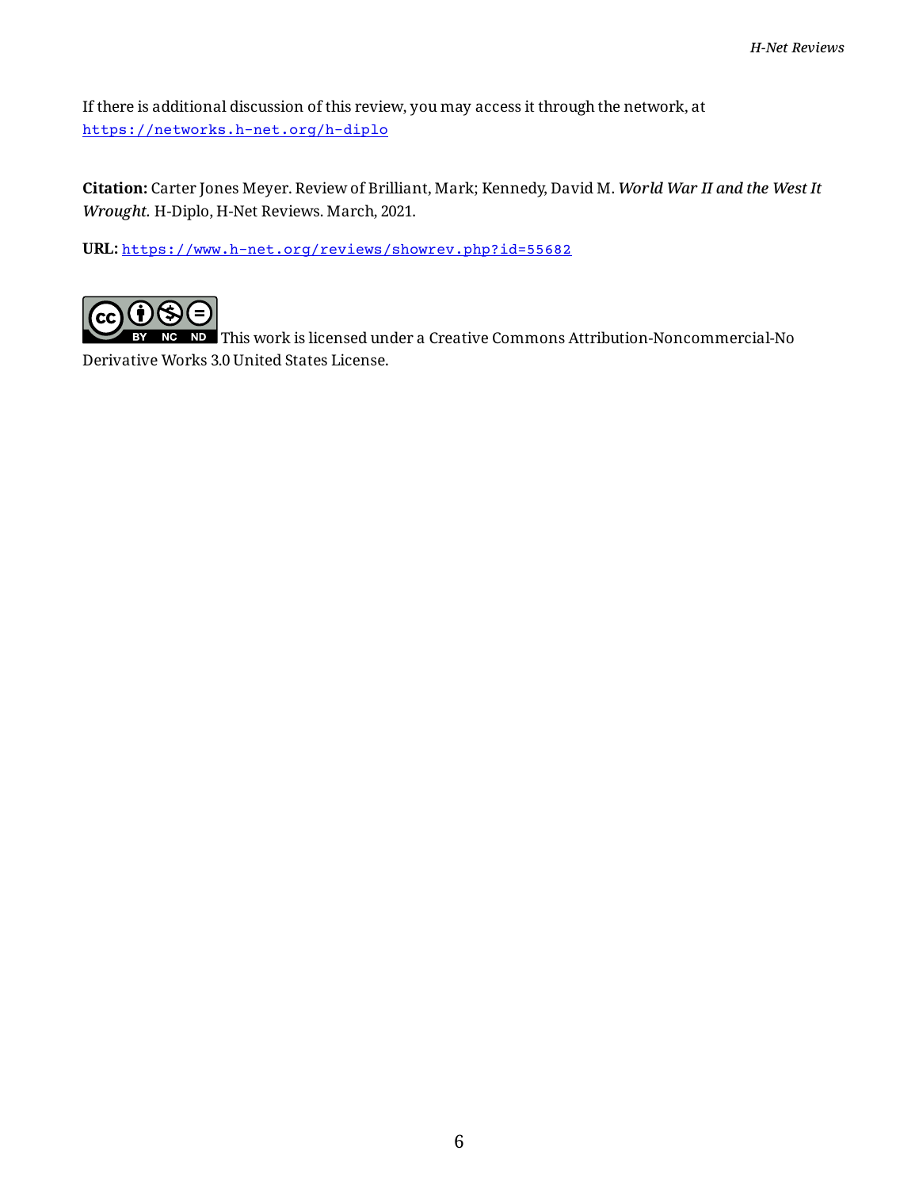If there is additional discussion of this review, you may access it through the network, at https://networks.h-net.org/h-diplo

**Citation:** Carter Jones Meyer. Review of Brilliant, Mark; Kennedy, David M. ***World War II and the West It Wrought.*** H-Diplo, H-Net Reviews. March, 2021.

**URL:** https://www.h-net.org/reviews/showrev.php?id=55682

This work is licensed under a Creative Commons Attribution-Noncommercial-No Derivative Works 3.0 United States License.